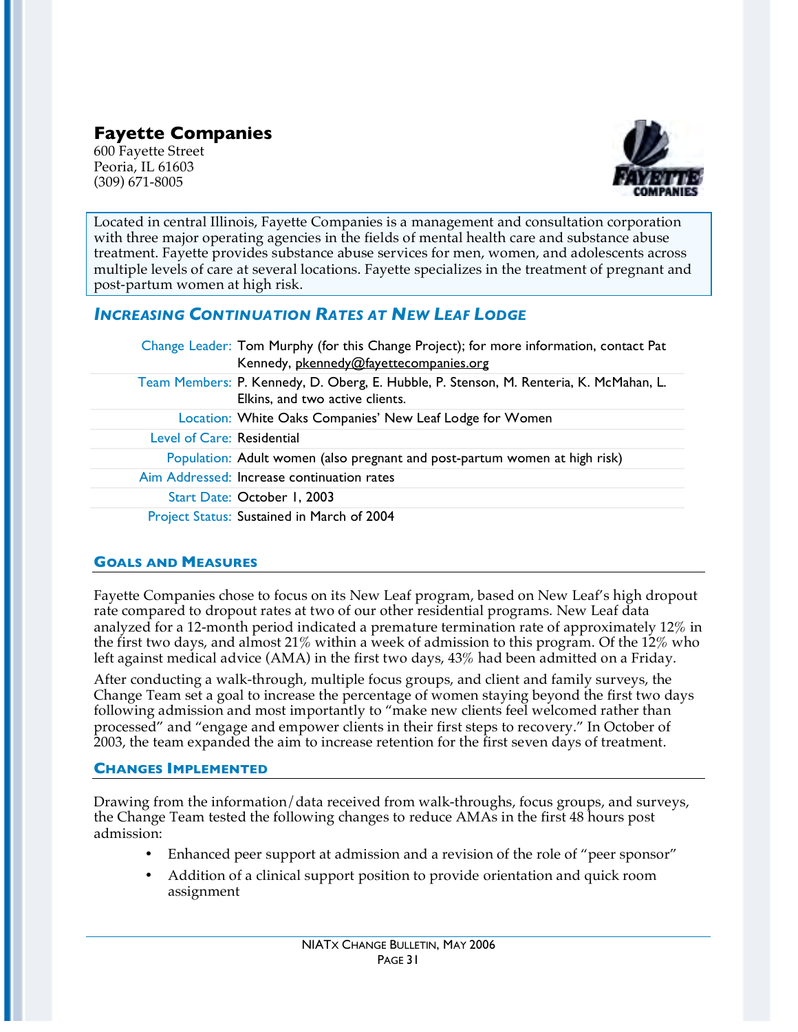## Fayette Companies

600 Fayette Street
Peoria, IL 61603
(309) 671-8005

Located in central Illinois, Fayette Companies is a management and consultation corporation with three major operating agencies in the fields of mental health care and substance abuse treatment. Fayette provides substance abuse services for men, women, and adolescents across multiple levels of care at several locations. Fayette specializes in the treatment of pregnant and post-partum women at high risk.

### *Increasing Continuation Rates at New Leaf Lodge*

| | |
|---|---|
| Change Leader: | Tom Murphy (for this Change Project); for more information, contact Pat Kennedy, pkennedy@fayettecompanies.org |
| Team Members: | P. Kennedy, D. Oberg, E. Hubble, P. Stenson, M. Renteria, K. McMahan, L. Elkins, and two active clients. |
| Location: | White Oaks Companies' New Leaf Lodge for Women |
| Level of Care: | Residential |
| Population: | Adult women (also pregnant and post-partum women at high risk) |
| Aim Addressed: | Increase continuation rates |
| Start Date: | October 1, 2003 |
| Project Status: | Sustained in March of 2004 |

### Goals and Measures

Fayette Companies chose to focus on its New Leaf program, based on New Leaf's high dropout rate compared to dropout rates at two of our other residential programs. New Leaf data analyzed for a 12-month period indicated a premature termination rate of approximately 12% in the first two days, and almost 21% within a week of admission to this program. Of the 12% who left against medical advice (AMA) in the first two days, 43% had been admitted on a Friday.

After conducting a walk-through, multiple focus groups, and client and family surveys, the Change Team set a goal to increase the percentage of women staying beyond the first two days following admission and most importantly to "make new clients feel welcomed rather than processed" and "engage and empower clients in their first steps to recovery." In October of 2003, the team expanded the aim to increase retention for the first seven days of treatment.

### Changes Implemented

Drawing from the information/data received from walk-throughs, focus groups, and surveys, the Change Team tested the following changes to reduce AMAs in the first 48 hours post admission:

- Enhanced peer support at admission and a revision of the role of "peer sponsor"
- Addition of a clinical support position to provide orientation and quick room assignment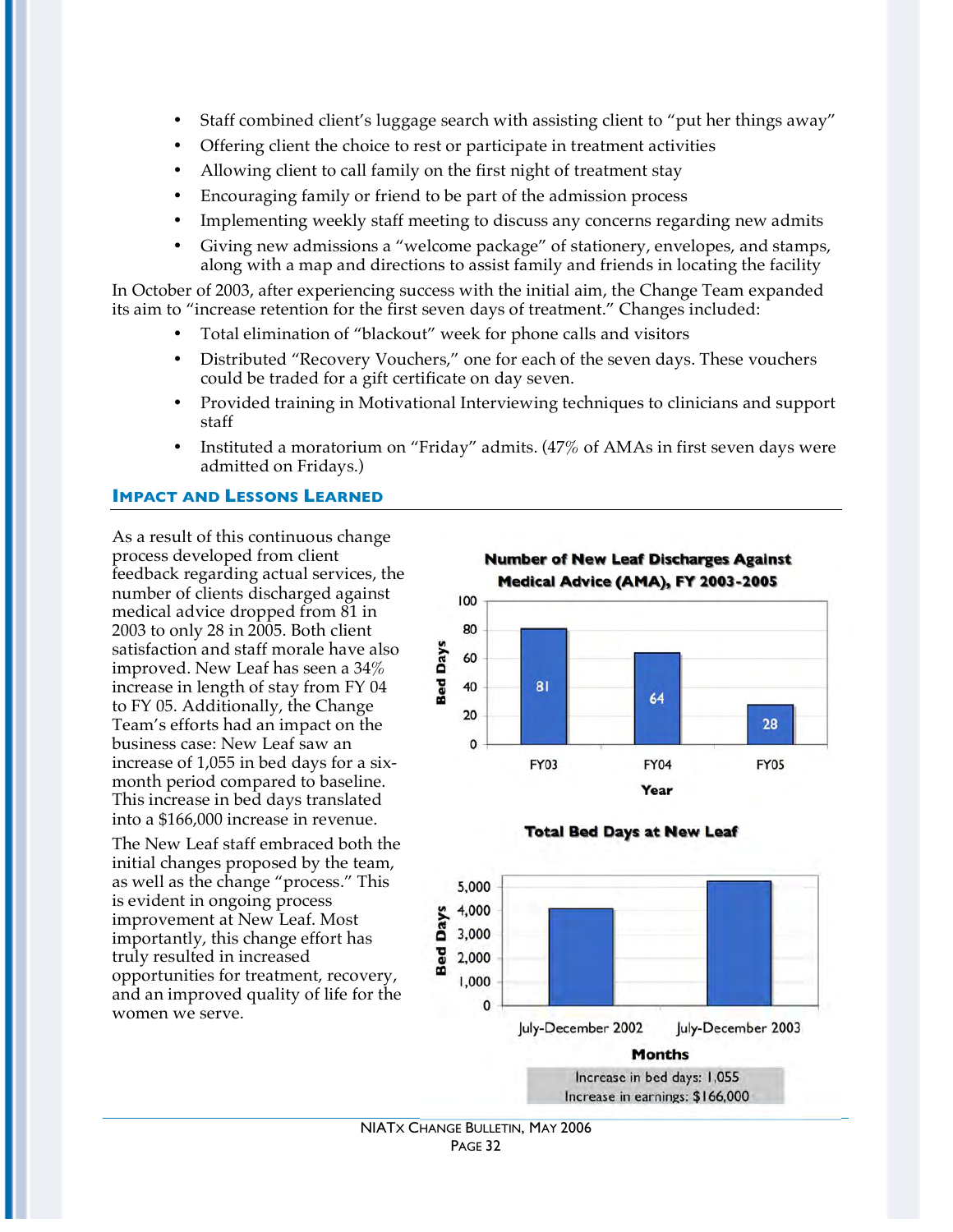- Staff combined client's luggage search with assisting client to "put her things away"
- Offering client the choice to rest or participate in treatment activities
- Allowing client to call family on the first night of treatment stay
- Encouraging family or friend to be part of the admission process
- Implementing weekly staff meeting to discuss any concerns regarding new admits
- Giving new admissions a "welcome package" of stationery, envelopes, and stamps, along with a map and directions to assist family and friends in locating the facility

In October of 2003, after experiencing success with the initial aim, the Change Team expanded its aim to "increase retention for the first seven days of treatment." Changes included:

- Total elimination of "blackout" week for phone calls and visitors
- Distributed "Recovery Vouchers," one for each of the seven days. These vouchers could be traded for a gift certificate on day seven.
- Provided training in Motivational Interviewing techniques to clinicians and support staff
- Instituted a moratorium on "Friday" admits. (47% of AMAs in first seven days were admitted on Fridays.)

## Impact and Lessons Learned

As a result of this continuous change process developed from client feedback regarding actual services, the number of clients discharged against medical advice dropped from 81 in 2003 to only 28 in 2005. Both client satisfaction and staff morale have also improved. New Leaf has seen a 34% increase in length of stay from FY 04 to FY 05. Additionally, the Change Team's efforts had an impact on the business case: New Leaf saw an increase of 1,055 in bed days for a six-month period compared to baseline. This increase in bed days translated into a $166,000 increase in revenue.

The New Leaf staff embraced both the initial changes proposed by the team, as well as the change "process." This is evident in ongoing process improvement at New Leaf. Most importantly, this change effort has truly resulted in increased opportunities for treatment, recovery, and an improved quality of life for the women we serve.

**Number of New Leaf Discharges Against Medical Advice (AMA), FY 2003-2005**

Bed Days

0
20
40
60
80
100

81
64
28

FY03
FY04
FY05

Year

**Total Bed Days at New Leaf**

Bed Days

0
1,000
2,000
3,000
4,000
5,000

July-December 2002
July-December 2003

Months

Increase in bed days: 1,055
Increase in earnings: $166,000